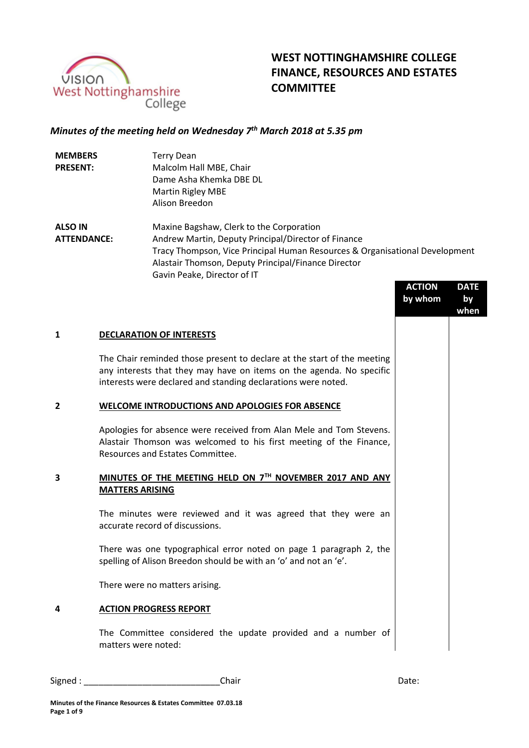# WEST NOTTINGHAMSHIRE COLLEGE FINANCE, RESOURCES AND ESTATES COMMITTEE

*Minutes of the meeting held on Wednesday 7th March 2018 at 5.35 pm*

**MEMBERS PRESENT:**
Terry Dean
Malcolm Hall MBE, Chair
Dame Asha Khemka DBE DL
Martin Rigley MBE
Alison Breedon

**ALSO IN ATTENDANCE:**
Maxine Bagshaw, Clerk to the Corporation
Andrew Martin, Deputy Principal/Director of Finance
Tracy Thompson, Vice Principal Human Resources & Organisational Development
Alastair Thomson, Deputy Principal/Finance Director
Gavin Peake, Director of IT

| | | ACTION by whom | DATE by when |
|---|---|---|---|

**1 DECLARATION OF INTERESTS**

The Chair reminded those present to declare at the start of the meeting any interests that they may have on items on the agenda. No specific interests were declared and standing declarations were noted.

**2 WELCOME INTRODUCTIONS AND APOLOGIES FOR ABSENCE**

Apologies for absence were received from Alan Mele and Tom Stevens. Alastair Thomson was welcomed to his first meeting of the Finance, Resources and Estates Committee.

**3 MINUTES OF THE MEETING HELD ON 7TH NOVEMBER 2017 AND ANY MATTERS ARISING**

The minutes were reviewed and it was agreed that they were an accurate record of discussions.

There was one typographical error noted on page 1 paragraph 2, the spelling of Alison Breedon should be with an 'o' and not an 'e'.

There were no matters arising.

**4 ACTION PROGRESS REPORT**

The Committee considered the update provided and a number of matters were noted:

Signed : ____________________________Chair Date: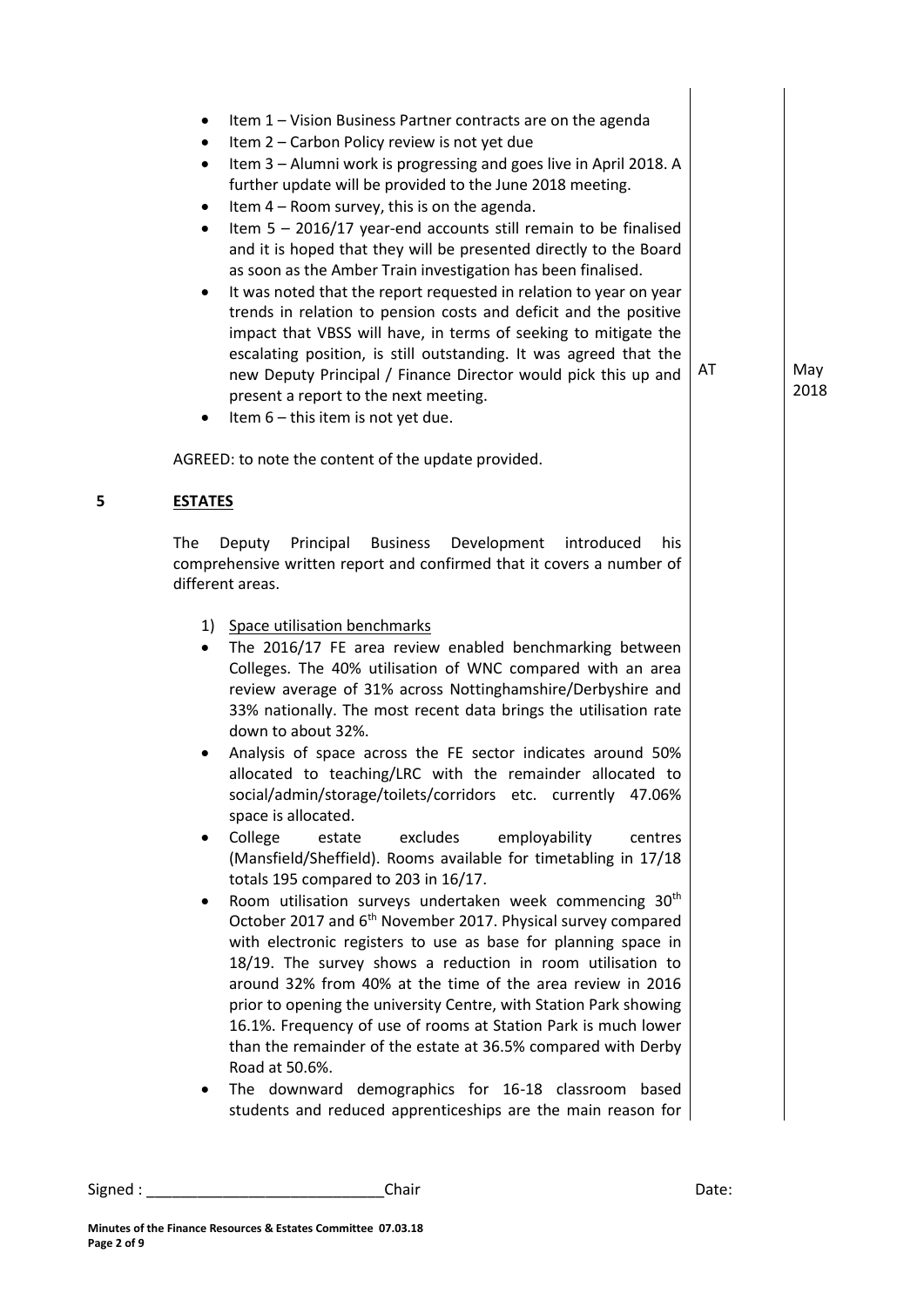- Item 1 – Vision Business Partner contracts are on the agenda
- Item 2 – Carbon Policy review is not yet due
- Item 3 – Alumni work is progressing and goes live in April 2018. A further update will be provided to the June 2018 meeting.
- Item 4 – Room survey, this is on the agenda.
- Item 5 – 2016/17 year-end accounts still remain to be finalised and it is hoped that they will be presented directly to the Board as soon as the Amber Train investigation has been finalised.
- It was noted that the report requested in relation to year on year trends in relation to pension costs and deficit and the positive impact that VBSS will have, in terms of seeking to mitigate the escalating position, is still outstanding. It was agreed that the new Deputy Principal / Finance Director would pick this up and present a report to the next meeting. **AT — May 2018**
- Item 6 – this item is not yet due.

AGREED: to note the content of the update provided.

## 5 ESTATES

The Deputy Principal Business Development introduced his comprehensive written report and confirmed that it covers a number of different areas.

1) Space utilisation benchmarks

- The 2016/17 FE area review enabled benchmarking between Colleges. The 40% utilisation of WNC compared with an area review average of 31% across Nottinghamshire/Derbyshire and 33% nationally. The most recent data brings the utilisation rate down to about 32%.
- Analysis of space across the FE sector indicates around 50% allocated to teaching/LRC with the remainder allocated to social/admin/storage/toilets/corridors etc. currently 47.06% space is allocated.
- College estate excludes employability centres (Mansfield/Sheffield). Rooms available for timetabling in 17/18 totals 195 compared to 203 in 16/17.
- Room utilisation surveys undertaken week commencing 30th October 2017 and 6th November 2017. Physical survey compared with electronic registers to use as base for planning space in 18/19. The survey shows a reduction in room utilisation to around 32% from 40% at the time of the area review in 2016 prior to opening the university Centre, with Station Park showing 16.1%. Frequency of use of rooms at Station Park is much lower than the remainder of the estate at 36.5% compared with Derby Road at 50.6%.
- The downward demographics for 16-18 classroom based students and reduced apprenticeships are the main reason for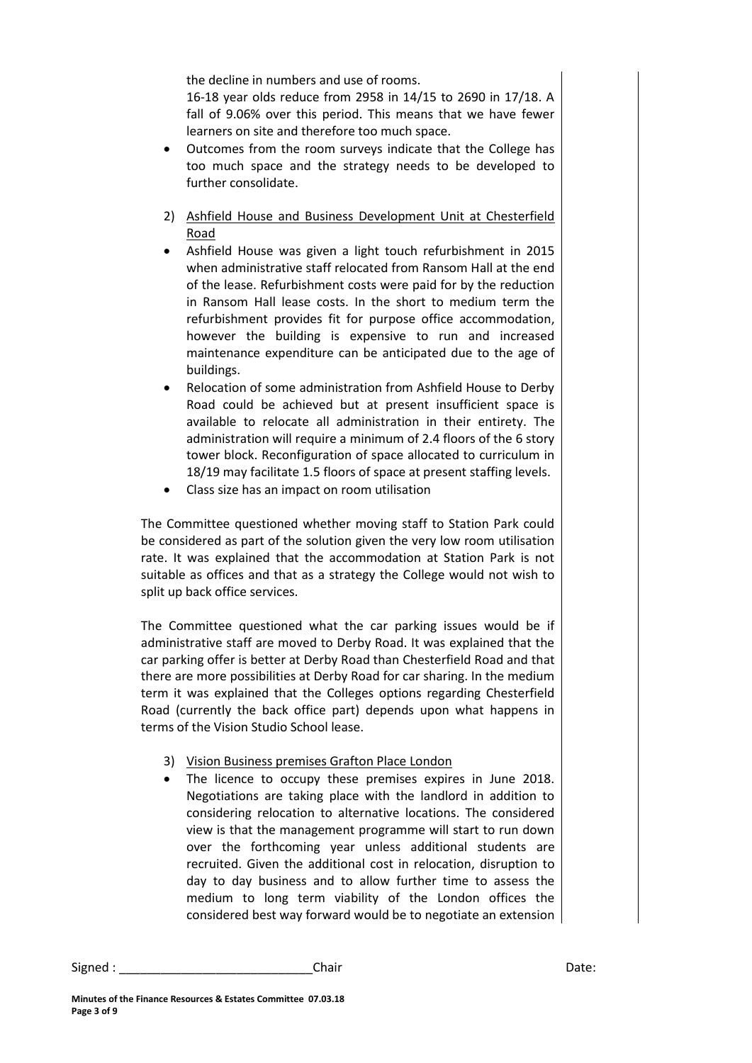the decline in numbers and use of rooms.
16-18 year olds reduce from 2958 in 14/15 to 2690 in 17/18. A fall of 9.06% over this period. This means that we have fewer learners on site and therefore too much space.

- Outcomes from the room surveys indicate that the College has too much space and the strategy needs to be developed to further consolidate.

2) Ashfield House and Business Development Unit at Chesterfield Road

- Ashfield House was given a light touch refurbishment in 2015 when administrative staff relocated from Ransom Hall at the end of the lease. Refurbishment costs were paid for by the reduction in Ransom Hall lease costs. In the short to medium term the refurbishment provides fit for purpose office accommodation, however the building is expensive to run and increased maintenance expenditure can be anticipated due to the age of buildings.
- Relocation of some administration from Ashfield House to Derby Road could be achieved but at present insufficient space is available to relocate all administration in their entirety. The administration will require a minimum of 2.4 floors of the 6 story tower block. Reconfiguration of space allocated to curriculum in 18/19 may facilitate 1.5 floors of space at present staffing levels.
- Class size has an impact on room utilisation

The Committee questioned whether moving staff to Station Park could be considered as part of the solution given the very low room utilisation rate. It was explained that the accommodation at Station Park is not suitable as offices and that as a strategy the College would not wish to split up back office services.

The Committee questioned what the car parking issues would be if administrative staff are moved to Derby Road. It was explained that the car parking offer is better at Derby Road than Chesterfield Road and that there are more possibilities at Derby Road for car sharing. In the medium term it was explained that the Colleges options regarding Chesterfield Road (currently the back office part) depends upon what happens in terms of the Vision Studio School lease.

3) Vision Business premises Grafton Place London

- The licence to occupy these premises expires in June 2018. Negotiations are taking place with the landlord in addition to considering relocation to alternative locations. The considered view is that the management programme will start to run down over the forthcoming year unless additional students are recruited. Given the additional cost in relocation, disruption to day to day business and to allow further time to assess the medium to long term viability of the London offices the considered best way forward would be to negotiate an extension

Signed : ____________________________Chair Date:

**Minutes of the Finance Resources & Estates Committee 07.03.18**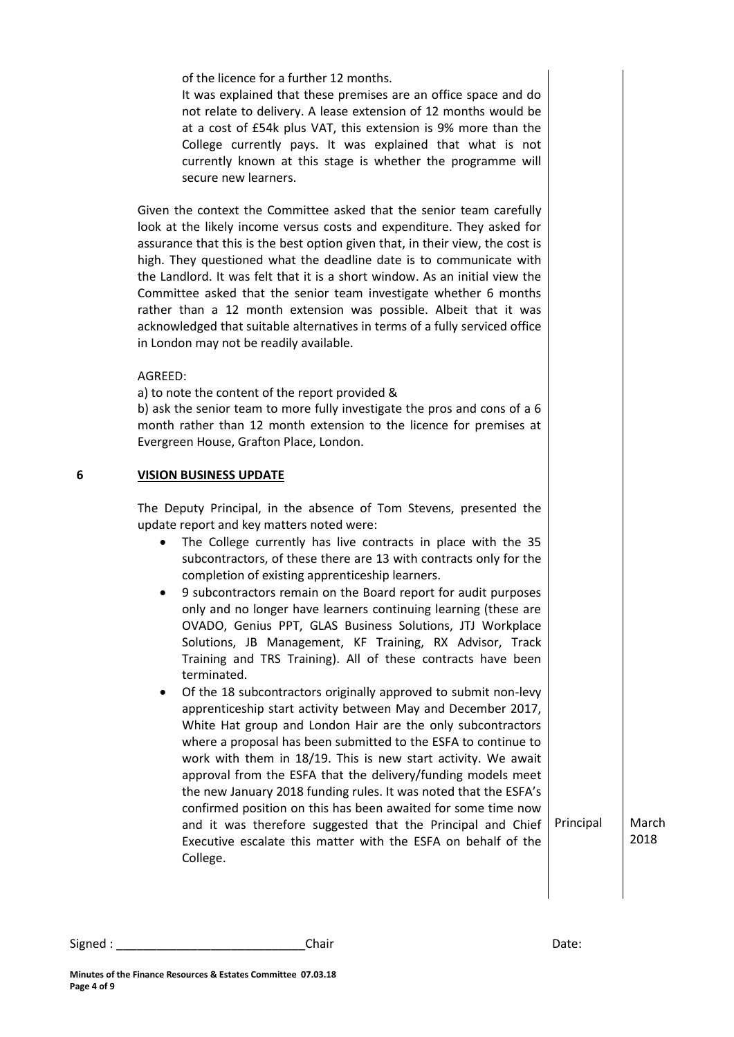of the licence for a further 12 months.

It was explained that these premises are an office space and do not relate to delivery. A lease extension of 12 months would be at a cost of £54k plus VAT, this extension is 9% more than the College currently pays. It was explained that what is not currently known at this stage is whether the programme will secure new learners.

Given the context the Committee asked that the senior team carefully look at the likely income versus costs and expenditure. They asked for assurance that this is the best option given that, in their view, the cost is high. They questioned what the deadline date is to communicate with the Landlord. It was felt that it is a short window. As an initial view the Committee asked that the senior team investigate whether 6 months rather than a 12 month extension was possible. Albeit that it was acknowledged that suitable alternatives in terms of a fully serviced office in London may not be readily available.

AGREED:

a) to note the content of the report provided &

b) ask the senior team to more fully investigate the pros and cons of a 6 month rather than 12 month extension to the licence for premises at Evergreen House, Grafton Place, London.

## 6 VISION BUSINESS UPDATE

The Deputy Principal, in the absence of Tom Stevens, presented the update report and key matters noted were:

- The College currently has live contracts in place with the 35 subcontractors, of these there are 13 with contracts only for the completion of existing apprenticeship learners.
- 9 subcontractors remain on the Board report for audit purposes only and no longer have learners continuing learning (these are OVADO, Genius PPT, GLAS Business Solutions, JTJ Workplace Solutions, JB Management, KF Training, RX Advisor, Track Training and TRS Training). All of these contracts have been terminated.
- Of the 18 subcontractors originally approved to submit non-levy apprenticeship start activity between May and December 2017, White Hat group and London Hair are the only subcontractors where a proposal has been submitted to the ESFA to continue to work with them in 18/19. This is new start activity. We await approval from the ESFA that the delivery/funding models meet the new January 2018 funding rules. It was noted that the ESFA's confirmed position on this has been awaited for some time now and it was therefore suggested that the Principal and Chief Executive escalate this matter with the ESFA on behalf of the College. — **Action:** Principal — **Date:** March 2018

Signed : ____________________________Chair Date: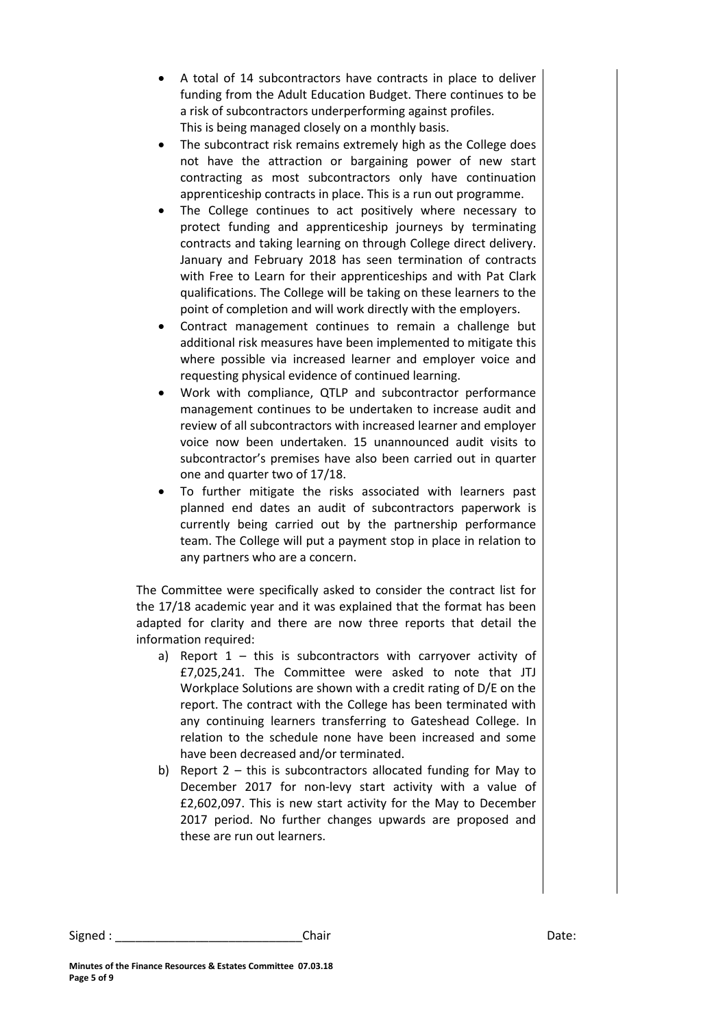- A total of 14 subcontractors have contracts in place to deliver funding from the Adult Education Budget. There continues to be a risk of subcontractors underperforming against profiles. This is being managed closely on a monthly basis.
- The subcontract risk remains extremely high as the College does not have the attraction or bargaining power of new start contracting as most subcontractors only have continuation apprenticeship contracts in place. This is a run out programme.
- The College continues to act positively where necessary to protect funding and apprenticeship journeys by terminating contracts and taking learning on through College direct delivery. January and February 2018 has seen termination of contracts with Free to Learn for their apprenticeships and with Pat Clark qualifications. The College will be taking on these learners to the point of completion and will work directly with the employers.
- Contract management continues to remain a challenge but additional risk measures have been implemented to mitigate this where possible via increased learner and employer voice and requesting physical evidence of continued learning.
- Work with compliance, QTLP and subcontractor performance management continues to be undertaken to increase audit and review of all subcontractors with increased learner and employer voice now been undertaken. 15 unannounced audit visits to subcontractor's premises have also been carried out in quarter one and quarter two of 17/18.
- To further mitigate the risks associated with learners past planned end dates an audit of subcontractors paperwork is currently being carried out by the partnership performance team. The College will put a payment stop in place in relation to any partners who are a concern.

The Committee were specifically asked to consider the contract list for the 17/18 academic year and it was explained that the format has been adapted for clarity and there are now three reports that detail the information required:

a) Report 1 – this is subcontractors with carryover activity of £7,025,241. The Committee were asked to note that JTJ Workplace Solutions are shown with a credit rating of D/E on the report. The contract with the College has been terminated with any continuing learners transferring to Gateshead College. In relation to the schedule none have been increased and some have been decreased and/or terminated.
b) Report 2 – this is subcontractors allocated funding for May to December 2017 for non-levy start activity with a value of £2,602,097. This is new start activity for the May to December 2017 period. No further changes upwards are proposed and these are run out learners.

Signed : ___________________________Chair Date:

**Minutes of the Finance Resources & Estates Committee 07.03.18**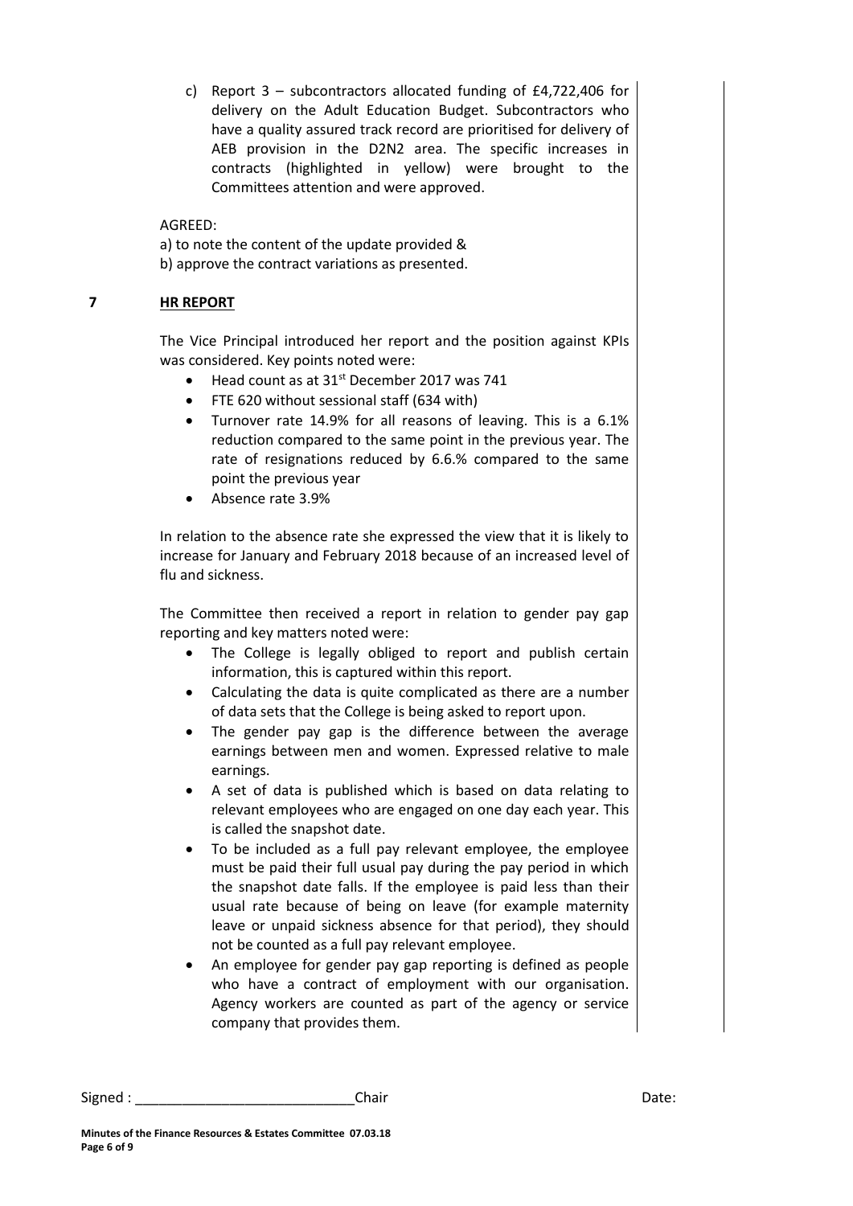c) Report 3 – subcontractors allocated funding of £4,722,406 for delivery on the Adult Education Budget. Subcontractors who have a quality assured track record are prioritised for delivery of AEB provision in the D2N2 area. The specific increases in contracts (highlighted in yellow) were brought to the Committees attention and were approved.

AGREED:
a) to note the content of the update provided &
b) approve the contract variations as presented.

## 7 HR REPORT

The Vice Principal introduced her report and the position against KPIs was considered. Key points noted were:

- Head count as at 31st December 2017 was 741
- FTE 620 without sessional staff (634 with)
- Turnover rate 14.9% for all reasons of leaving. This is a 6.1% reduction compared to the same point in the previous year. The rate of resignations reduced by 6.6.% compared to the same point the previous year
- Absence rate 3.9%

In relation to the absence rate she expressed the view that it is likely to increase for January and February 2018 because of an increased level of flu and sickness.

The Committee then received a report in relation to gender pay gap reporting and key matters noted were:

- The College is legally obliged to report and publish certain information, this is captured within this report.
- Calculating the data is quite complicated as there are a number of data sets that the College is being asked to report upon.
- The gender pay gap is the difference between the average earnings between men and women. Expressed relative to male earnings.
- A set of data is published which is based on data relating to relevant employees who are engaged on one day each year. This is called the snapshot date.
- To be included as a full pay relevant employee, the employee must be paid their full usual pay during the pay period in which the snapshot date falls. If the employee is paid less than their usual rate because of being on leave (for example maternity leave or unpaid sickness absence for that period), they should not be counted as a full pay relevant employee.
- An employee for gender pay gap reporting is defined as people who have a contract of employment with our organisation. Agency workers are counted as part of the agency or service company that provides them.

Signed : ____________________________Chair Date:

**Minutes of the Finance Resources & Estates Committee 07.03.18**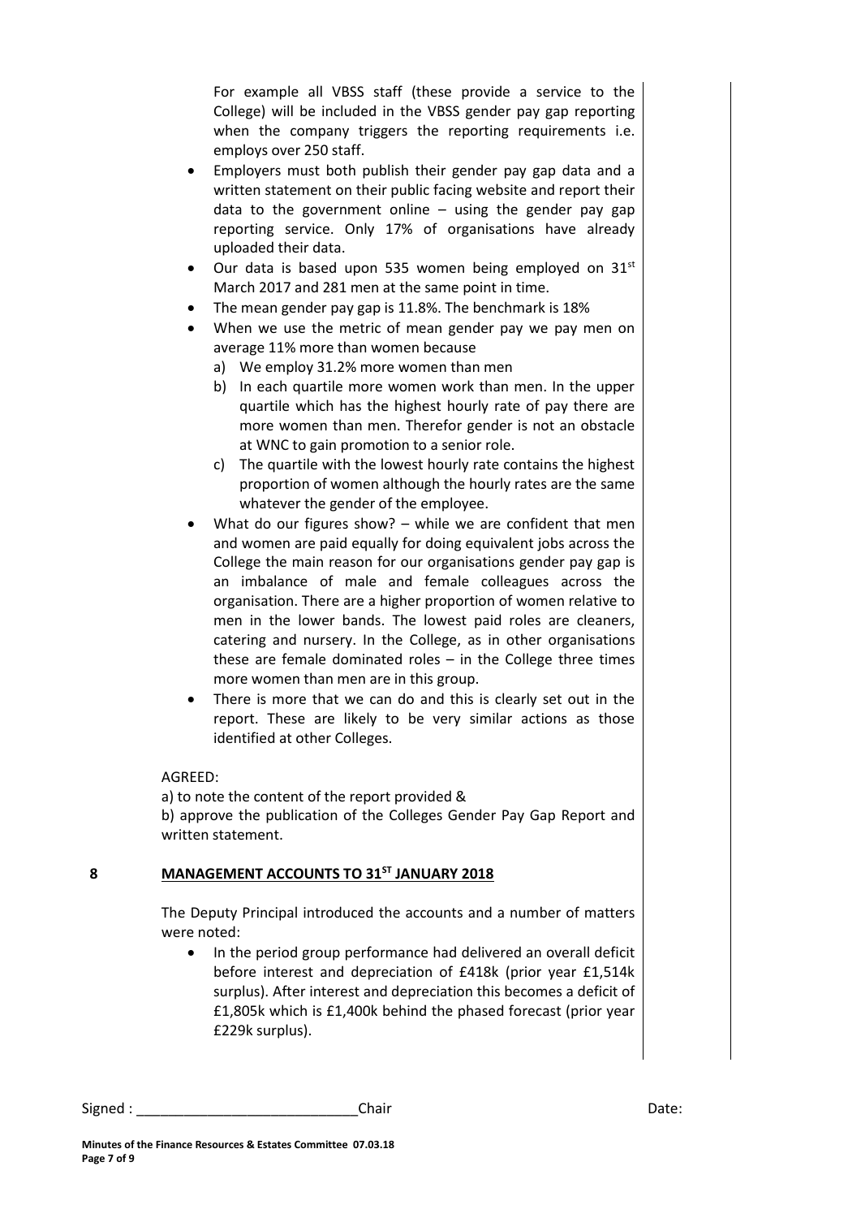For example all VBSS staff (these provide a service to the College) will be included in the VBSS gender pay gap reporting when the company triggers the reporting requirements i.e. employs over 250 staff.

- Employers must both publish their gender pay gap data and a written statement on their public facing website and report their data to the government online – using the gender pay gap reporting service. Only 17% of organisations have already uploaded their data.
- Our data is based upon 535 women being employed on 31st March 2017 and 281 men at the same point in time.
- The mean gender pay gap is 11.8%. The benchmark is 18%
- When we use the metric of mean gender pay we pay men on average 11% more than women because
  - a) We employ 31.2% more women than men
  - b) In each quartile more women work than men. In the upper quartile which has the highest hourly rate of pay there are more women than men. Therefor gender is not an obstacle at WNC to gain promotion to a senior role.
  - c) The quartile with the lowest hourly rate contains the highest proportion of women although the hourly rates are the same whatever the gender of the employee.
- What do our figures show? – while we are confident that men and women are paid equally for doing equivalent jobs across the College the main reason for our organisations gender pay gap is an imbalance of male and female colleagues across the organisation. There are a higher proportion of women relative to men in the lower bands. The lowest paid roles are cleaners, catering and nursery. In the College, as in other organisations these are female dominated roles – in the College three times more women than men are in this group.
- There is more that we can do and this is clearly set out in the report. These are likely to be very similar actions as those identified at other Colleges.

AGREED:

a) to note the content of the report provided &

b) approve the publication of the Colleges Gender Pay Gap Report and written statement.

**8 MANAGEMENT ACCOUNTS TO 31ST JANUARY 2018**

The Deputy Principal introduced the accounts and a number of matters were noted:

- In the period group performance had delivered an overall deficit before interest and depreciation of £418k (prior year £1,514k surplus). After interest and depreciation this becomes a deficit of £1,805k which is £1,400k behind the phased forecast (prior year £229k surplus).

Signed : ____________________________Chair Date: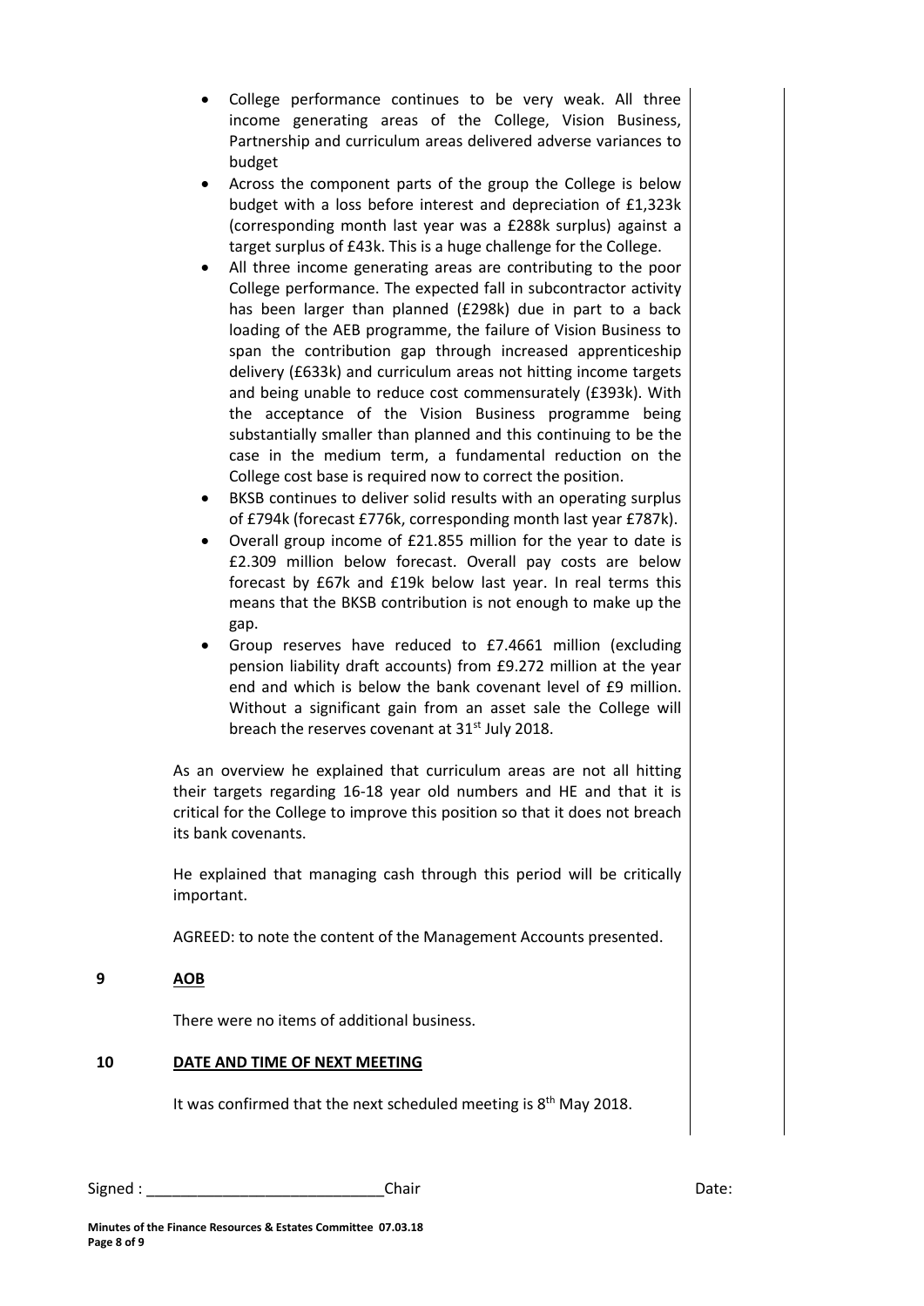- College performance continues to be very weak. All three income generating areas of the College, Vision Business, Partnership and curriculum areas delivered adverse variances to budget
- Across the component parts of the group the College is below budget with a loss before interest and depreciation of £1,323k (corresponding month last year was a £288k surplus) against a target surplus of £43k. This is a huge challenge for the College.
- All three income generating areas are contributing to the poor College performance. The expected fall in subcontractor activity has been larger than planned (£298k) due in part to a back loading of the AEB programme, the failure of Vision Business to span the contribution gap through increased apprenticeship delivery (£633k) and curriculum areas not hitting income targets and being unable to reduce cost commensurately (£393k). With the acceptance of the Vision Business programme being substantially smaller than planned and this continuing to be the case in the medium term, a fundamental reduction on the College cost base is required now to correct the position.
- BKSB continues to deliver solid results with an operating surplus of £794k (forecast £776k, corresponding month last year £787k).
- Overall group income of £21.855 million for the year to date is £2.309 million below forecast. Overall pay costs are below forecast by £67k and £19k below last year. In real terms this means that the BKSB contribution is not enough to make up the gap.
- Group reserves have reduced to £7.4661 million (excluding pension liability draft accounts) from £9.272 million at the year end and which is below the bank covenant level of £9 million. Without a significant gain from an asset sale the College will breach the reserves covenant at 31st July 2018.

As an overview he explained that curriculum areas are not all hitting their targets regarding 16-18 year old numbers and HE and that it is critical for the College to improve this position so that it does not breach its bank covenants.

He explained that managing cash through this period will be critically important.

AGREED: to note the content of the Management Accounts presented.

**9 AOB**

There were no items of additional business.

**10 DATE AND TIME OF NEXT MEETING**

It was confirmed that the next scheduled meeting is 8th May 2018.

Signed : ____________________________ Chair Date: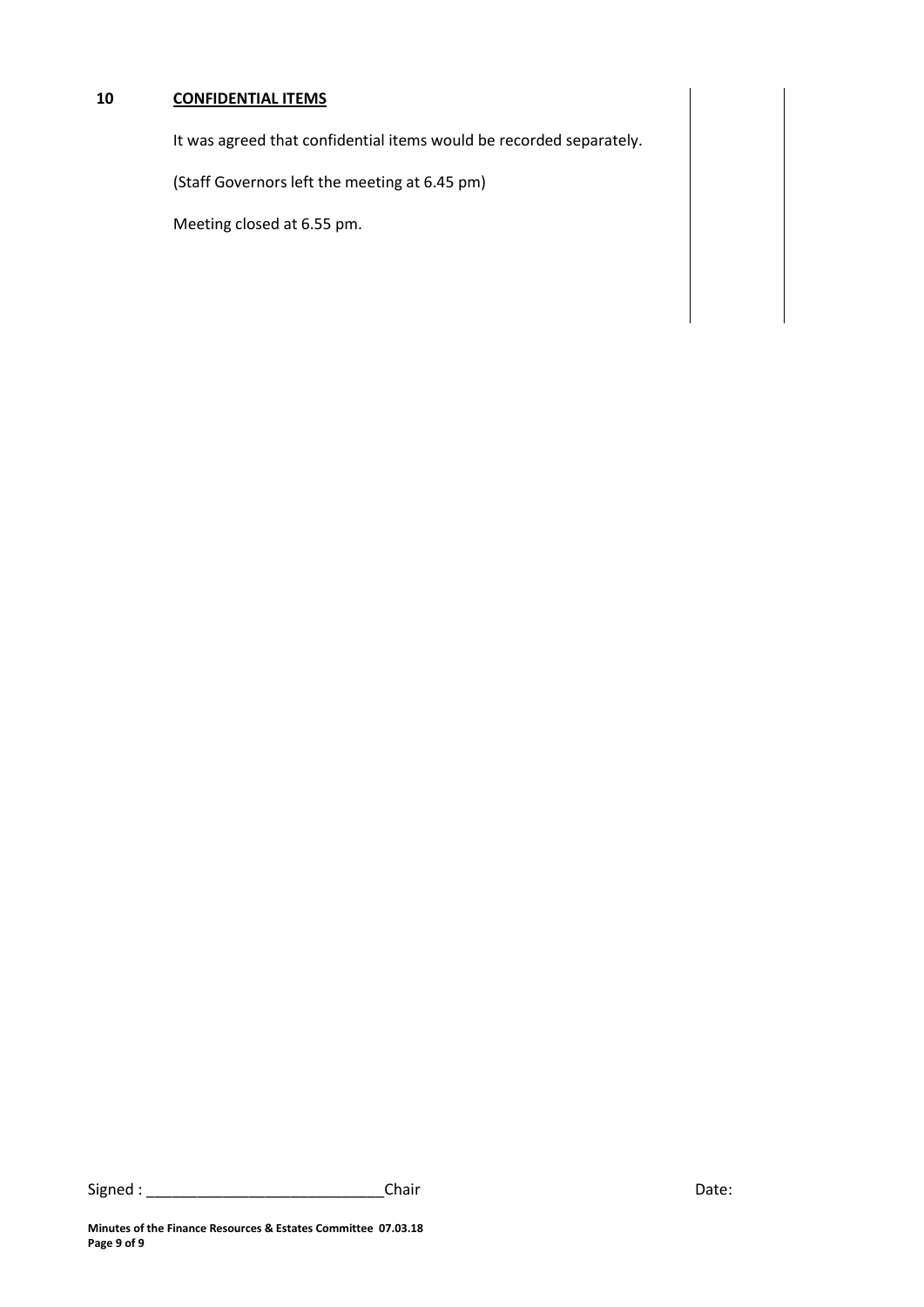## 10 CONFIDENTIAL ITEMS

It was agreed that confidential items would be recorded separately.

(Staff Governors left the meeting at 6.45 pm)

Meeting closed at 6.55 pm.

Signed : ____________________________Chair Date: